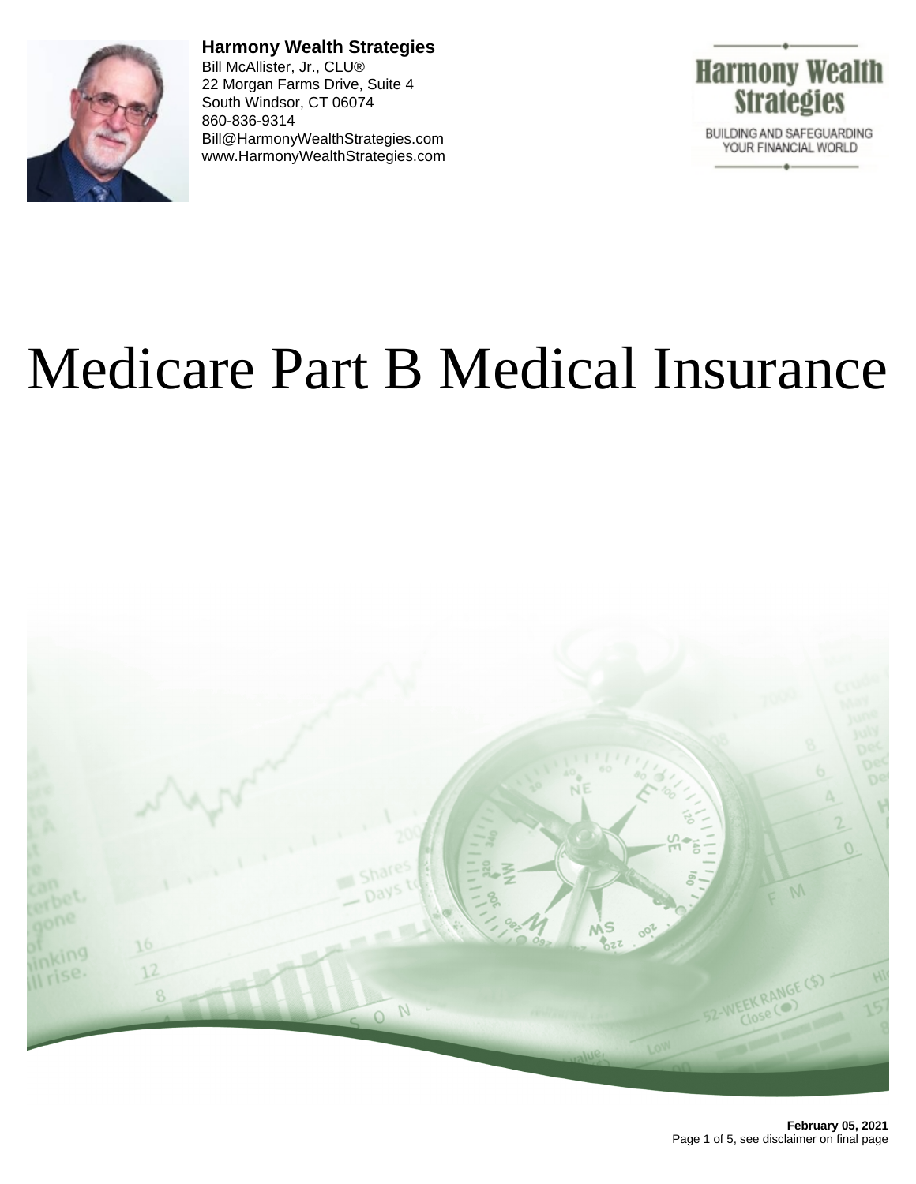**Harmony Wealth Strategies**
Bill McAllister, Jr., CLU®
22 Morgan Farms Drive, Suite 4
South Windsor, CT 06074
860-836-9314
Bill@HarmonyWealthStrategies.com
www.HarmonyWealthStrategies.com

Harmony Wealth Strategies
BUILDING AND SAFEGUARDING YOUR FINANCIAL WORLD

# Medicare Part B Medical Insurance

**February 05, 2021**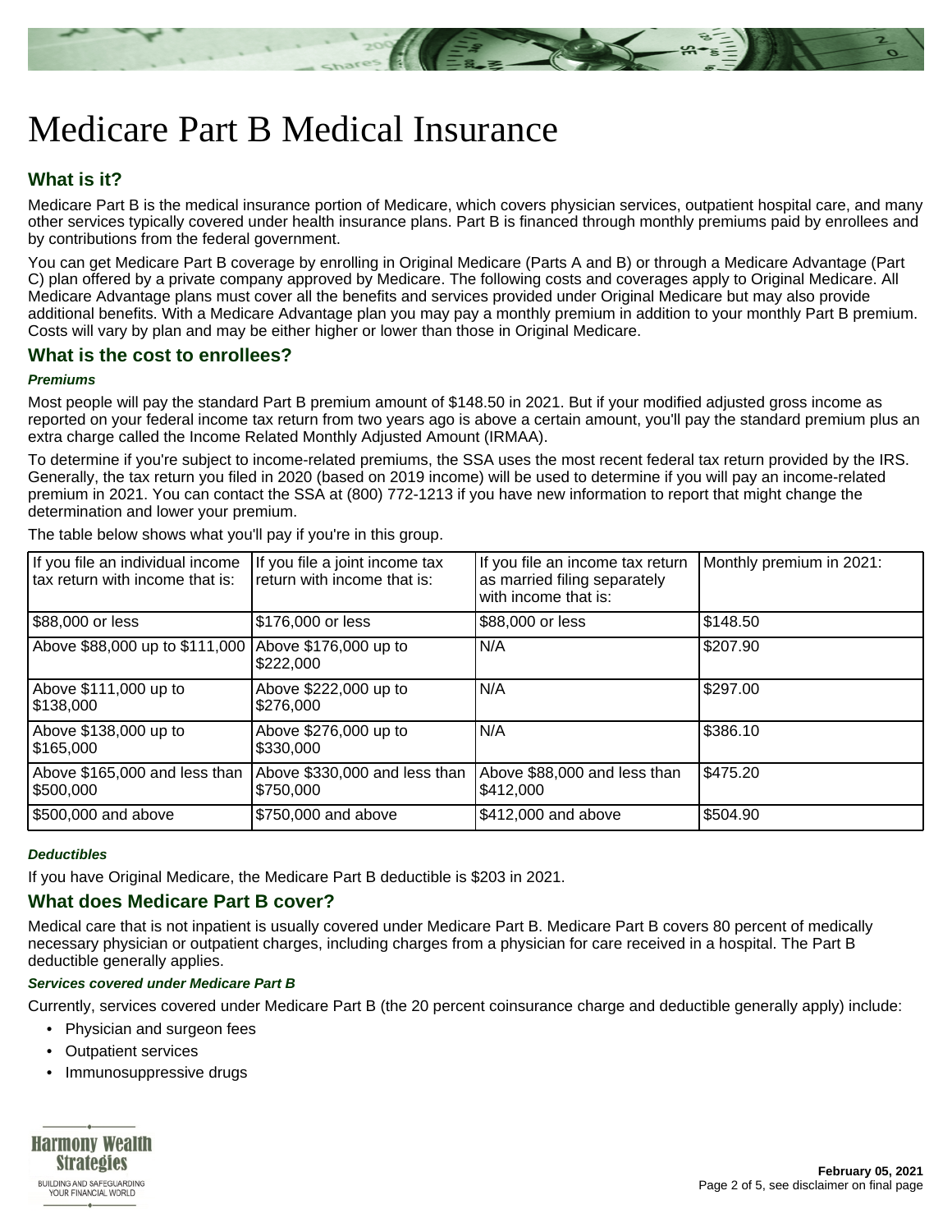# Medicare Part B Medical Insurance

## What is it?

Medicare Part B is the medical insurance portion of Medicare, which covers physician services, outpatient hospital care, and many other services typically covered under health insurance plans. Part B is financed through monthly premiums paid by enrollees and by contributions from the federal government.

You can get Medicare Part B coverage by enrolling in Original Medicare (Parts A and B) or through a Medicare Advantage (Part C) plan offered by a private company approved by Medicare. The following costs and coverages apply to Original Medicare. All Medicare Advantage plans must cover all the benefits and services provided under Original Medicare but may also provide additional benefits. With a Medicare Advantage plan you may pay a monthly premium in addition to your monthly Part B premium. Costs will vary by plan and may be either higher or lower than those in Original Medicare.

## What is the cost to enrollees?

### *Premiums*

Most people will pay the standard Part B premium amount of $148.50 in 2021. But if your modified adjusted gross income as reported on your federal income tax return from two years ago is above a certain amount, you'll pay the standard premium plus an extra charge called the Income Related Monthly Adjusted Amount (IRMAA).

To determine if you're subject to income-related premiums, the SSA uses the most recent federal tax return provided by the IRS. Generally, the tax return you filed in 2020 (based on 2019 income) will be used to determine if you will pay an income-related premium in 2021. You can contact the SSA at (800) 772-1213 if you have new information to report that might change the determination and lower your premium.

The table below shows what you'll pay if you're in this group.

| If you file an individual income tax return with income that is: | If you file a joint income tax return with income that is: | If you file an income tax return as married filing separately with income that is: | Monthly premium in 2021: |
|---|---|---|---|
| $88,000 or less | $176,000 or less | $88,000 or less | $148.50 |
| Above $88,000 up to $111,000 | Above $176,000 up to $222,000 | N/A | $207.90 |
| Above $111,000 up to $138,000 | Above $222,000 up to $276,000 | N/A | $297.00 |
| Above $138,000 up to $165,000 | Above $276,000 up to $330,000 | N/A | $386.10 |
| Above $165,000 and less than $500,000 | Above $330,000 and less than $750,000 | Above $88,000 and less than $412,000 | $475.20 |
| $500,000 and above | $750,000 and above | $412,000 and above | $504.90 |

### *Deductibles*

If you have Original Medicare, the Medicare Part B deductible is $203 in 2021.

## What does Medicare Part B cover?

Medical care that is not inpatient is usually covered under Medicare Part B. Medicare Part B covers 80 percent of medically necessary physician or outpatient charges, including charges from a physician for care received in a hospital. The Part B deductible generally applies.

### *Services covered under Medicare Part B*

Currently, services covered under Medicare Part B (the 20 percent coinsurance charge and deductible generally apply) include:

- Physician and surgeon fees
- Outpatient services
- Immunosuppressive drugs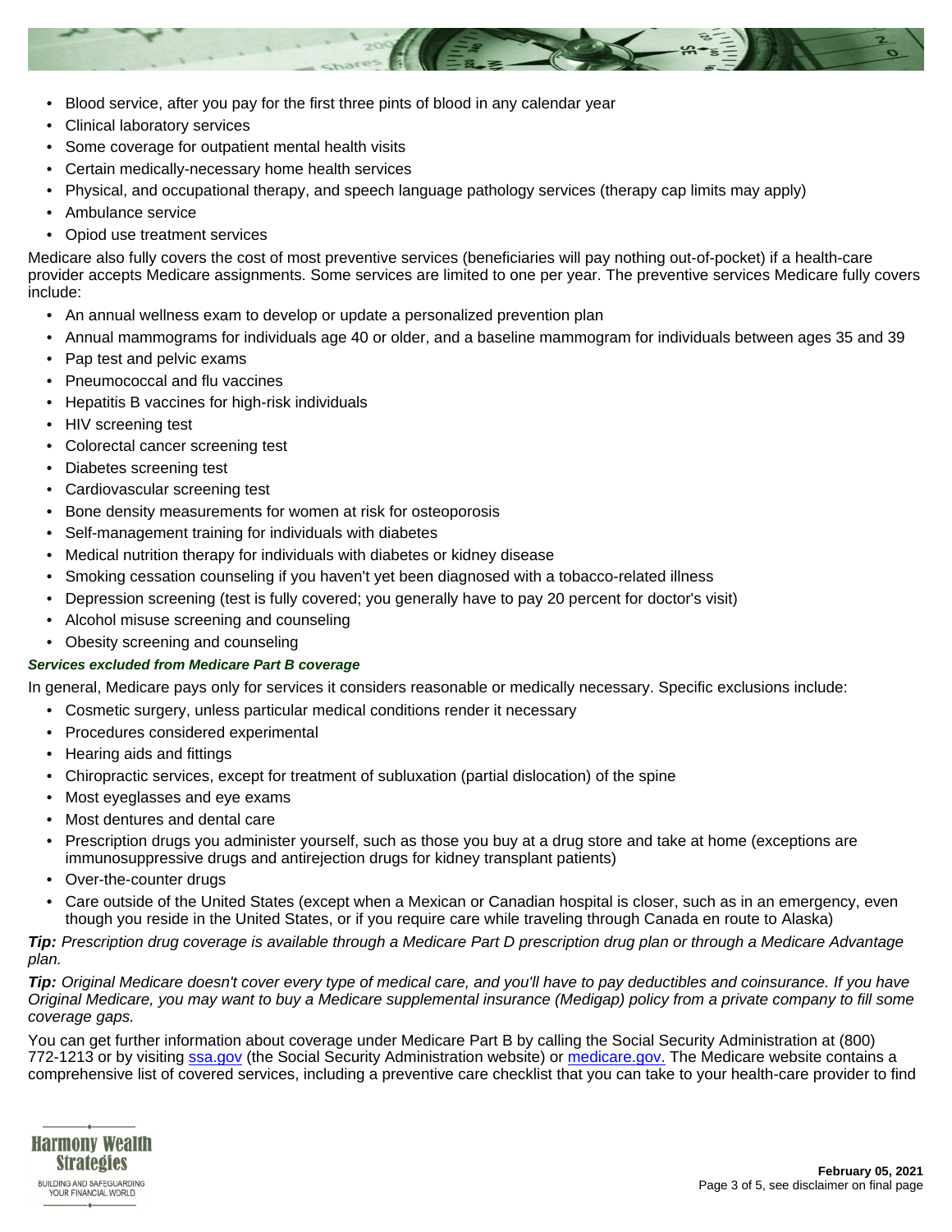- Blood service, after you pay for the first three pints of blood in any calendar year
- Clinical laboratory services
- Some coverage for outpatient mental health visits
- Certain medically-necessary home health services
- Physical, and occupational therapy, and speech language pathology services (therapy cap limits may apply)
- Ambulance service
- Opiod use treatment services

Medicare also fully covers the cost of most preventive services (beneficiaries will pay nothing out-of-pocket) if a health-care provider accepts Medicare assignments. Some services are limited to one per year. The preventive services Medicare fully covers include:

- An annual wellness exam to develop or update a personalized prevention plan
- Annual mammograms for individuals age 40 or older, and a baseline mammogram for individuals between ages 35 and 39
- Pap test and pelvic exams
- Pneumococcal and flu vaccines
- Hepatitis B vaccines for high-risk individuals
- HIV screening test
- Colorectal cancer screening test
- Diabetes screening test
- Cardiovascular screening test
- Bone density measurements for women at risk for osteoporosis
- Self-management training for individuals with diabetes
- Medical nutrition therapy for individuals with diabetes or kidney disease
- Smoking cessation counseling if you haven't yet been diagnosed with a tobacco-related illness
- Depression screening (test is fully covered; you generally have to pay 20 percent for doctor's visit)
- Alcohol misuse screening and counseling
- Obesity screening and counseling

***Services excluded from Medicare Part B coverage***

In general, Medicare pays only for services it considers reasonable or medically necessary. Specific exclusions include:

- Cosmetic surgery, unless particular medical conditions render it necessary
- Procedures considered experimental
- Hearing aids and fittings
- Chiropractic services, except for treatment of subluxation (partial dislocation) of the spine
- Most eyeglasses and eye exams
- Most dentures and dental care
- Prescription drugs you administer yourself, such as those you buy at a drug store and take at home (exceptions are immunosuppressive drugs and antirejection drugs for kidney transplant patients)
- Over-the-counter drugs
- Care outside of the United States (except when a Mexican or Canadian hospital is closer, such as in an emergency, even though you reside in the United States, or if you require care while traveling through Canada en route to Alaska)

***Tip:*** *Prescription drug coverage is available through a Medicare Part D prescription drug plan or through a Medicare Advantage plan.*

***Tip:*** *Original Medicare doesn't cover every type of medical care, and you'll have to pay deductibles and coinsurance. If you have Original Medicare, you may want to buy a Medicare supplemental insurance (Medigap) policy from a private company to fill some coverage gaps.*

You can get further information about coverage under Medicare Part B by calling the Social Security Administration at (800) 772-1213 or by visiting ssa.gov (the Social Security Administration website) or medicare.gov. The Medicare website contains a comprehensive list of covered services, including a preventive care checklist that you can take to your health-care provider to find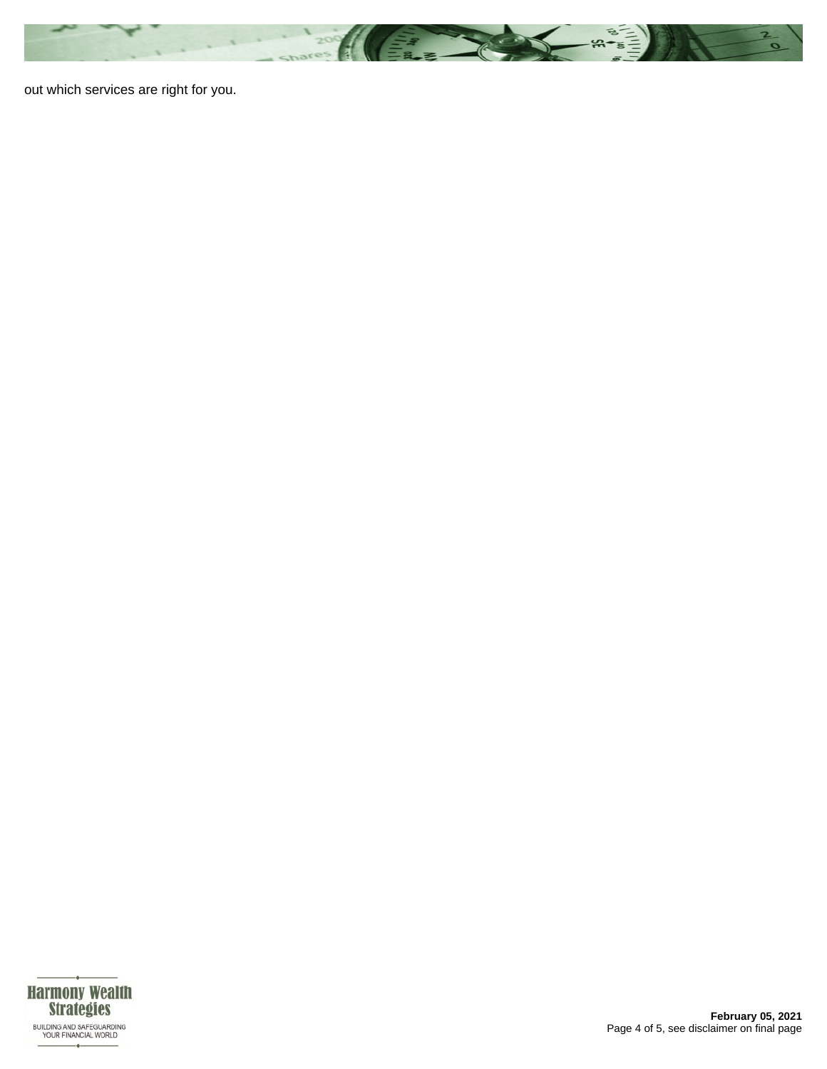out which services are right for you.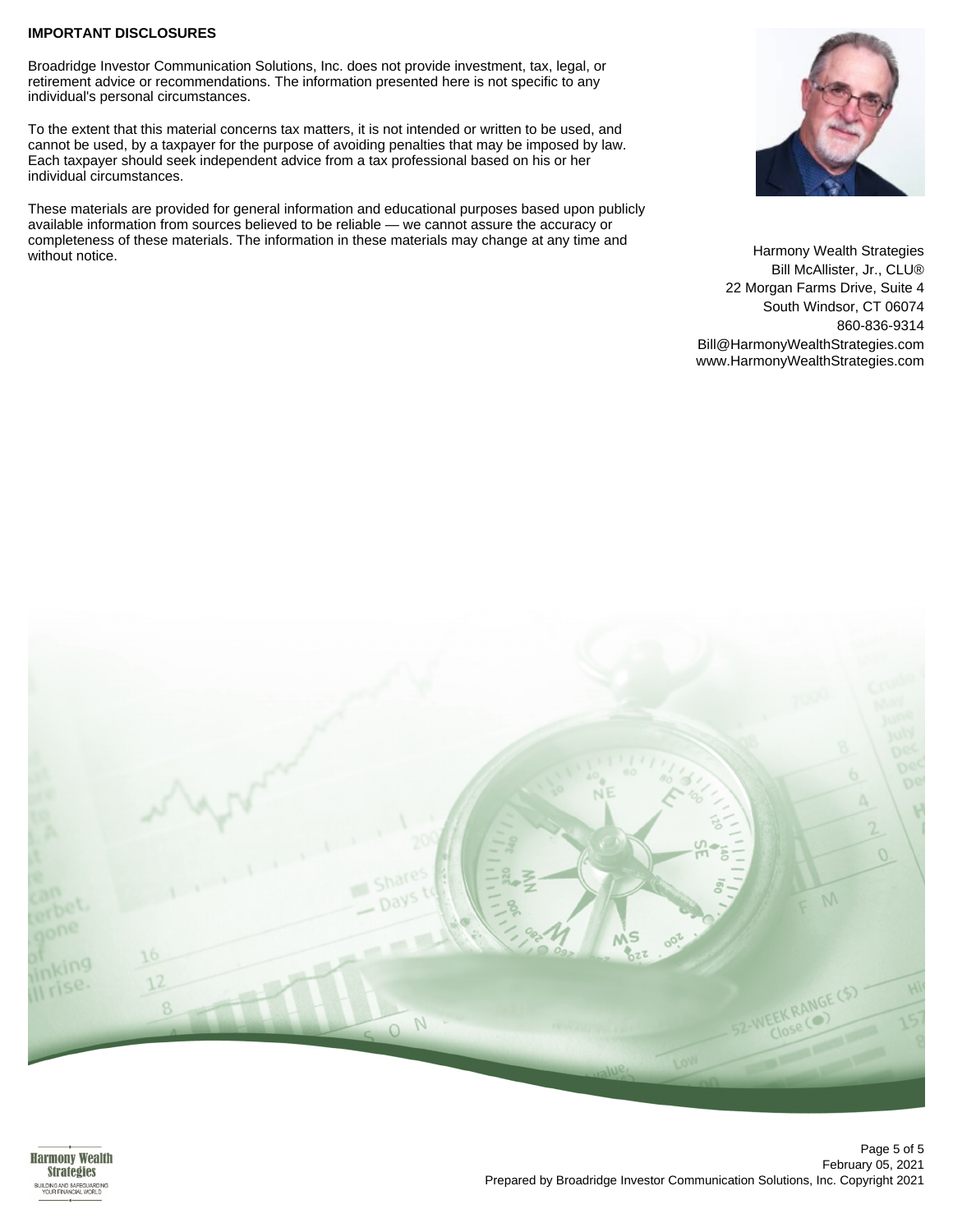**IMPORTANT DISCLOSURES**

Broadridge Investor Communication Solutions, Inc. does not provide investment, tax, legal, or retirement advice or recommendations. The information presented here is not specific to any individual's personal circumstances.

To the extent that this material concerns tax matters, it is not intended or written to be used, and cannot be used, by a taxpayer for the purpose of avoiding penalties that may be imposed by law. Each taxpayer should seek independent advice from a tax professional based on his or her individual circumstances.

These materials are provided for general information and educational purposes based upon publicly available information from sources believed to be reliable — we cannot assure the accuracy or completeness of these materials. The information in these materials may change at any time and without notice.

Harmony Wealth Strategies
Bill McAllister, Jr., CLU®
22 Morgan Farms Drive, Suite 4
South Windsor, CT 06074
860-836-9314
Bill@HarmonyWealthStrategies.com
www.HarmonyWealthStrategies.com

February 05, 2021
Prepared by Broadridge Investor Communication Solutions, Inc. Copyright 2021